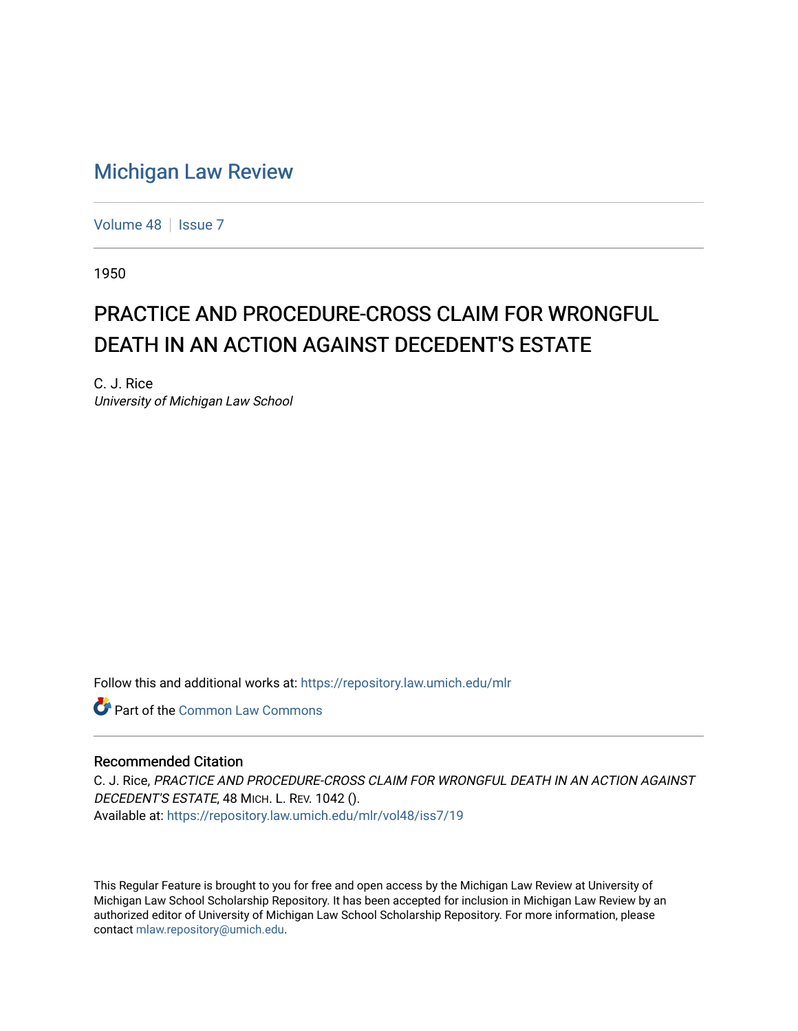# Michigan Law Review

Volume 48 | Issue 7

1950

## PRACTICE AND PROCEDURE-CROSS CLAIM FOR WRONGFUL DEATH IN AN ACTION AGAINST DECEDENT'S ESTATE

C. J. Rice
*University of Michigan Law School*

Follow this and additional works at: https://repository.law.umich.edu/mlr

Part of the Common Law Commons

### Recommended Citation

C. J. Rice, *PRACTICE AND PROCEDURE-CROSS CLAIM FOR WRONGFUL DEATH IN AN ACTION AGAINST DECEDENT'S ESTATE*, 48 MICH. L. REV. 1042 ().
Available at: https://repository.law.umich.edu/mlr/vol48/iss7/19

This Regular Feature is brought to you for free and open access by the Michigan Law Review at University of Michigan Law School Scholarship Repository. It has been accepted for inclusion in Michigan Law Review by an authorized editor of University of Michigan Law School Scholarship Repository. For more information, please contact mlaw.repository@umich.edu.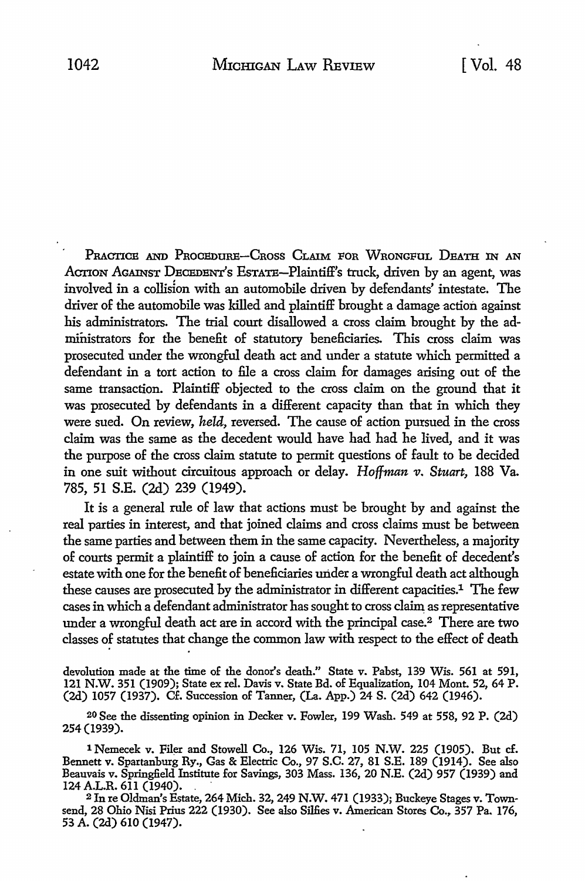PRACTICE AND PROCEDURE—CROSS CLAIM FOR WRONGFUL DEATH IN AN ACTION AGAINST DECEDENT'S ESTATE—Plaintiff's truck, driven by an agent, was involved in a collision with an automobile driven by defendants' intestate. The driver of the automobile was killed and plaintiff brought a damage action against his administrators. The trial court disallowed a cross claim brought by the administrators for the benefit of statutory beneficiaries. This cross claim was prosecuted under the wrongful death act and under a statute which permitted a defendant in a tort action to file a cross claim for damages arising out of the same transaction. Plaintiff objected to the cross claim on the ground that it was prosecuted by defendants in a different capacity than that in which they were sued. On review, *held*, reversed. The cause of action pursued in the cross claim was the same as the decedent would have had had he lived, and it was the purpose of the cross claim statute to permit questions of fault to be decided in one suit without circuitous approach or delay. *Hoffman v. Stuart*, 188 Va. 785, 51 S.E. (2d) 239 (1949).

It is a general rule of law that actions must be brought by and against the real parties in interest, and that joined claims and cross claims must be between the same parties and between them in the same capacity. Nevertheless, a majority of courts permit a plaintiff to join a cause of action for the benefit of decedent's estate with one for the benefit of beneficiaries under a wrongful death act although these causes are prosecuted by the administrator in different capacities.[1] The few cases in which a defendant administrator has sought to cross claim as representative under a wrongful death act are in accord with the principal case.[2] There are two classes of statutes that change the common law with respect to the effect of death

devolution made at the time of the donor's death." State v. Pabst, 139 Wis. 561 at 591, 121 N.W. 351 (1909); State ex rel. Davis v. State Bd. of Equalization, 104 Mont. 52, 64 P. (2d) 1057 (1937). Cf. Succession of Tanner, (La. App.) 24 S. (2d) 642 (1946).

[20] See the dissenting opinion in Decker v. Fowler, 199 Wash. 549 at 558, 92 P. (2d) 254 (1939).

[1] Nemecek v. Filer and Stowell Co., 126 Wis. 71, 105 N.W. 225 (1905). But cf. Bennett v. Spartanburg Ry., Gas & Electric Co., 97 S.C. 27, 81 S.E. 189 (1914). See also Beauvais v. Springfield Institute for Savings, 303 Mass. 136, 20 N.E. (2d) 957 (1939) and 124 A.L.R. 611 (1940).

[2] In re Oldman's Estate, 264 Mich. 32, 249 N.W. 471 (1933); Buckeye Stages v. Townsend, 28 Ohio Nisi Prius 222 (1930). See also Silfies v. American Stores Co., 357 Pa. 176, 53 A. (2d) 610 (1947).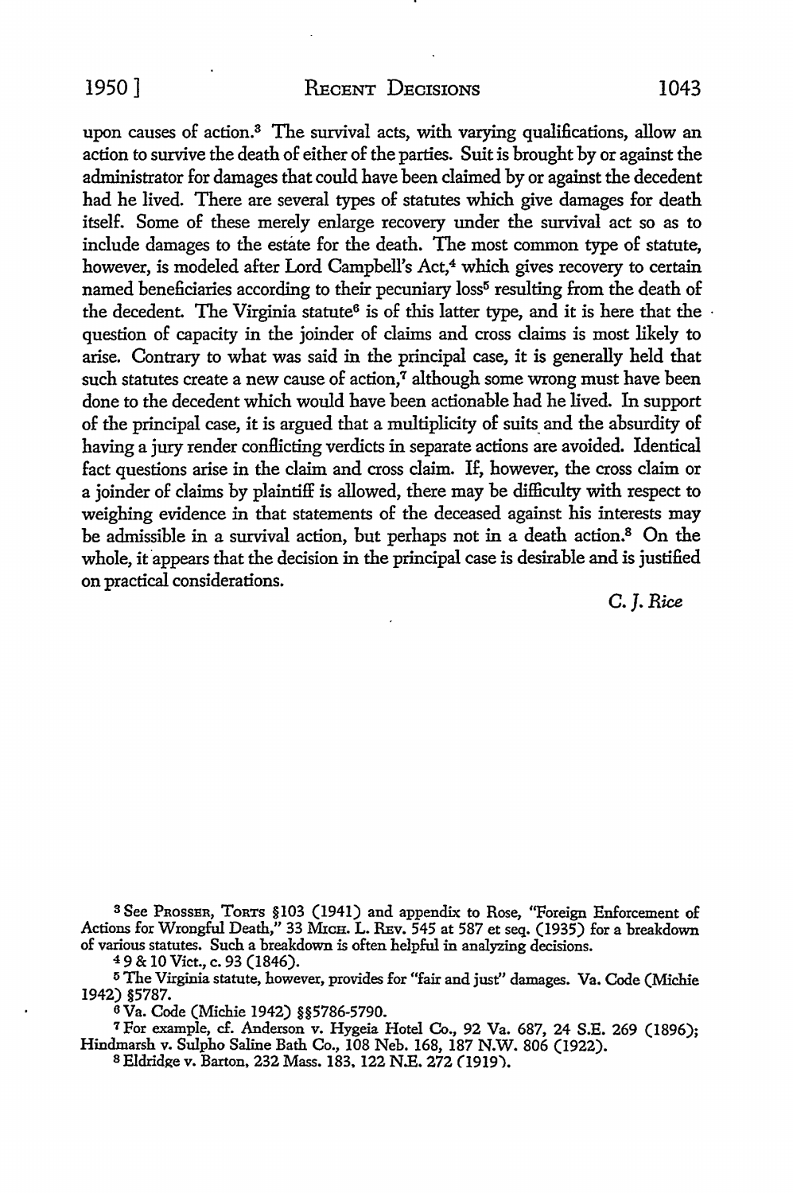upon causes of action.[3] The survival acts, with varying qualifications, allow an action to survive the death of either of the parties. Suit is brought by or against the administrator for damages that could have been claimed by or against the decedent had he lived. There are several types of statutes which give damages for death itself. Some of these merely enlarge recovery under the survival act so as to include damages to the estate for the death. The most common type of statute, however, is modeled after Lord Campbell's Act,[4] which gives recovery to certain named beneficiaries according to their pecuniary loss[5] resulting from the death of the decedent. The Virginia statute[6] is of this latter type, and it is here that the question of capacity in the joinder of claims and cross claims is most likely to arise. Contrary to what was said in the principal case, it is generally held that such statutes create a new cause of action,[7] although some wrong must have been done to the decedent which would have been actionable had he lived. In support of the principal case, it is argued that a multiplicity of suits and the absurdity of having a jury render conflicting verdicts in separate actions are avoided. Identical fact questions arise in the claim and cross claim. If, however, the cross claim or a joinder of claims by plaintiff is allowed, there may be difficulty with respect to weighing evidence in that statements of the deceased against his interests may be admissible in a survival action, but perhaps not in a death action.[8] On the whole, it appears that the decision in the principal case is desirable and is justified on practical considerations.

*C. J. Rice*

---

[3] See PROSSER, TORTS §103 (1941) and appendix to Rose, "Foreign Enforcement of Actions for Wrongful Death," 33 MICH. L. REV. 545 at 587 et seq. (1935) for a breakdown of various statutes. Such a breakdown is often helpful in analyzing decisions.

[4] 9 & 10 Vict., c. 93 (1846).

[5] The Virginia statute, however, provides for "fair and just" damages. Va. Code (Michie 1942) §5787.

[6] Va. Code (Michie 1942) §§5786-5790.

[7] For example, cf. Anderson v. Hygeia Hotel Co., 92 Va. 687, 24 S.E. 269 (1896); Hindmarsh v. Sulpho Saline Bath Co., 108 Neb. 168, 187 N.W. 806 (1922).

[8] Eldridge v. Barton, 232 Mass. 183, 122 N.E. 272 (1919).